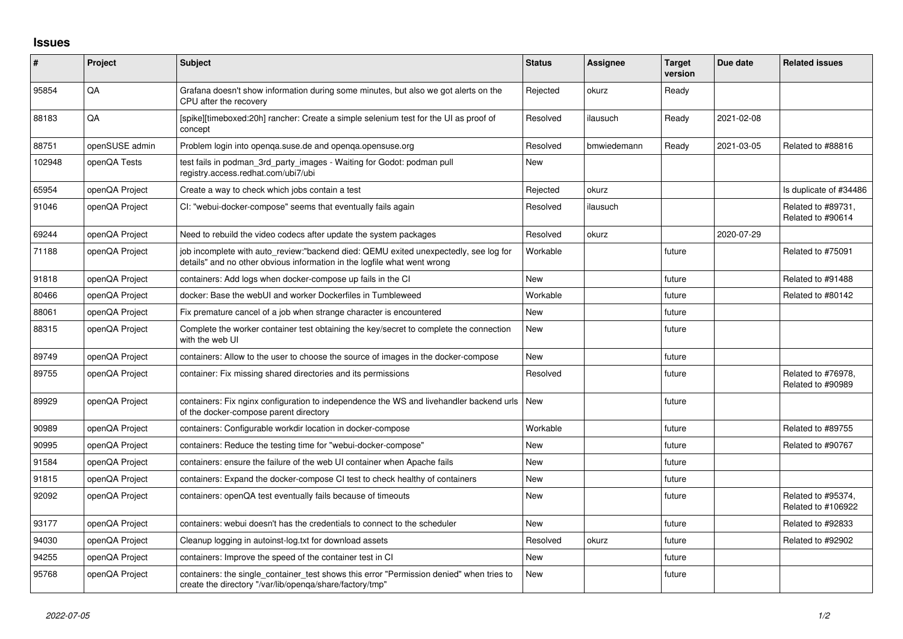# Issues

| # | Project | Subject | Status | Assignee | Target version | Due date | Related issues |
|---|---|---|---|---|---|---|---|
| 95854 | QA | Grafana doesn't show information during some minutes, but also we got alerts on the CPU after the recovery | Rejected | okurz | Ready | | |
| 88183 | QA | [spike][timeboxed:20h] rancher: Create a simple selenium test for the UI as proof of concept | Resolved | ilausuch | Ready | 2021-02-08 | |
| 88751 | openSUSE admin | Problem login into openqa.suse.de and openqa.opensuse.org | Resolved | bmwiedemann | Ready | 2021-03-05 | Related to #88816 |
| 102948 | openQA Tests | test fails in podman_3rd_party_images - Waiting for Godot: podman pull registry.access.redhat.com/ubi7/ubi | New | | | | |
| 65954 | openQA Project | Create a way to check which jobs contain a test | Rejected | okurz | | | Is duplicate of #34486 |
| 91046 | openQA Project | CI: "webui-docker-compose" seems that eventually fails again | Resolved | ilausuch | | | Related to #89731, Related to #90614 |
| 69244 | openQA Project | Need to rebuild the video codecs after update the system packages | Resolved | okurz | | 2020-07-29 | |
| 71188 | openQA Project | job incomplete with auto_review:"backend died: QEMU exited unexpectedly, see log for details" and no other obvious information in the logfile what went wrong | Workable | | future | | Related to #75091 |
| 91818 | openQA Project | containers: Add logs when docker-compose up fails in the CI | New | | future | | Related to #91488 |
| 80466 | openQA Project | docker: Base the webUI and worker Dockerfiles in Tumbleweed | Workable | | future | | Related to #80142 |
| 88061 | openQA Project | Fix premature cancel of a job when strange character is encountered | New | | future | | |
| 88315 | openQA Project | Complete the worker container test obtaining the key/secret to complete the connection with the web UI | New | | future | | |
| 89749 | openQA Project | containers: Allow to the user to choose the source of images in the docker-compose | New | | future | | |
| 89755 | openQA Project | container: Fix missing shared directories and its permissions | Resolved | | future | | Related to #76978, Related to #90989 |
| 89929 | openQA Project | containers: Fix nginx configuration to independence the WS and livehandler backend urls of the docker-compose parent directory | New | | future | | |
| 90989 | openQA Project | containers: Configurable workdir location in docker-compose | Workable | | future | | Related to #89755 |
| 90995 | openQA Project | containers: Reduce the testing time for "webui-docker-compose" | New | | future | | Related to #90767 |
| 91584 | openQA Project | containers: ensure the failure of the web UI container when Apache fails | New | | future | | |
| 91815 | openQA Project | containers: Expand the docker-compose CI test to check healthy of containers | New | | future | | |
| 92092 | openQA Project | containers: openQA test eventually fails because of timeouts | New | | future | | Related to #95374, Related to #106922 |
| 93177 | openQA Project | containers: webui doesn't has the credentials to connect to the scheduler | New | | future | | Related to #92833 |
| 94030 | openQA Project | Cleanup logging in autoinst-log.txt for download assets | Resolved | okurz | future | | Related to #92902 |
| 94255 | openQA Project | containers: Improve the speed of the container test in CI | New | | future | | |
| 95768 | openQA Project | containers: the single_container_test shows this error "Permission denied" when tries to create the directory "/var/lib/openqa/share/factory/tmp" | New | | future | | |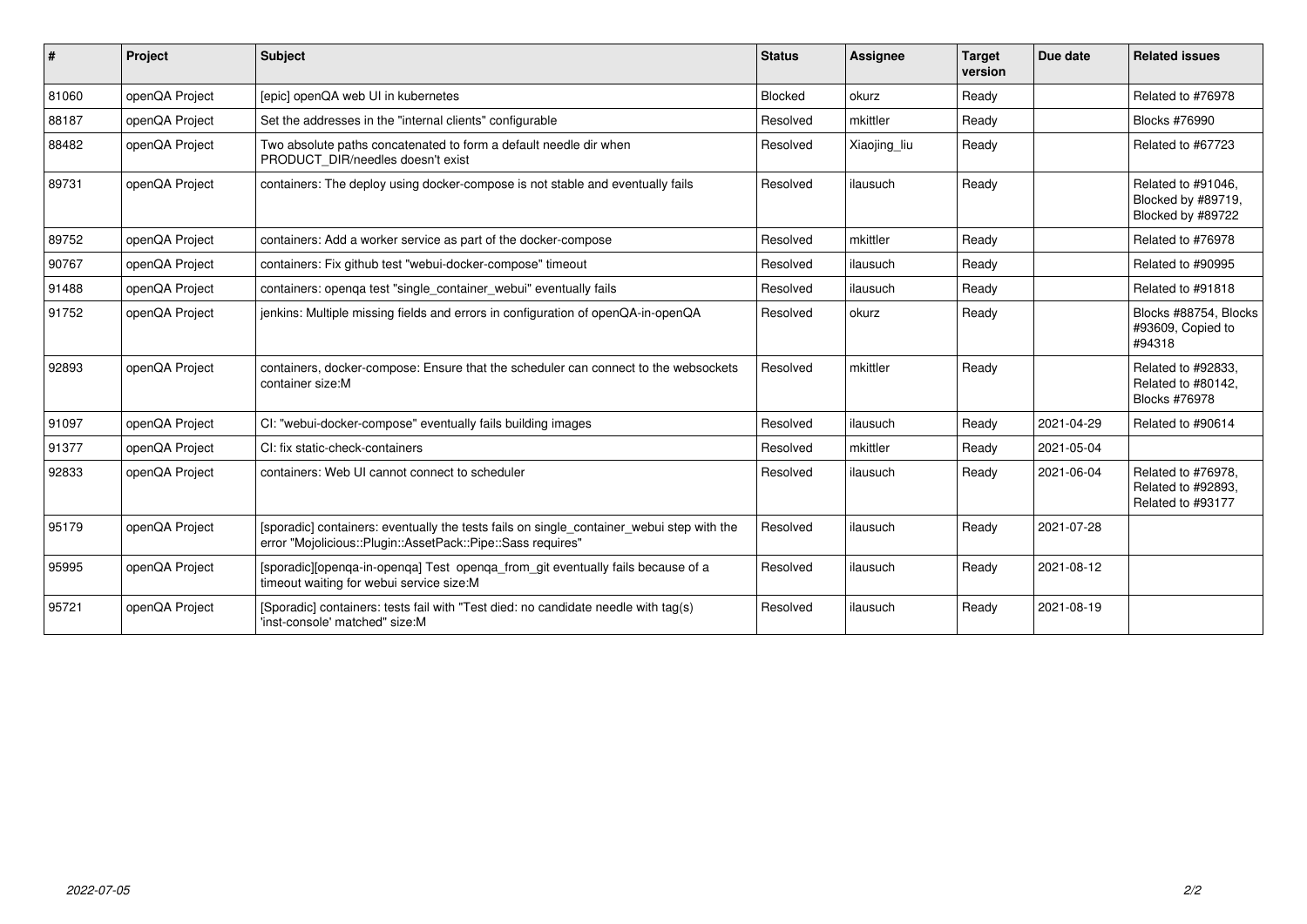| # | Project | Subject | Status | Assignee | Target version | Due date | Related issues |
|---|---|---|---|---|---|---|---|
| 81060 | openQA Project | [epic] openQA web UI in kubernetes | Blocked | okurz | Ready | | Related to #76978 |
| 88187 | openQA Project | Set the addresses in the "internal clients" configurable | Resolved | mkittler | Ready | | Blocks #76990 |
| 88482 | openQA Project | Two absolute paths concatenated to form a default needle dir when PRODUCT_DIR/needles doesn't exist | Resolved | Xiaojing_liu | Ready | | Related to #67723 |
| 89731 | openQA Project | containers: The deploy using docker-compose is not stable and eventually fails | Resolved | ilausuch | Ready | | Related to #91046, Blocked by #89719, Blocked by #89722 |
| 89752 | openQA Project | containers: Add a worker service as part of the docker-compose | Resolved | mkittler | Ready | | Related to #76978 |
| 90767 | openQA Project | containers: Fix github test "webui-docker-compose" timeout | Resolved | ilausuch | Ready | | Related to #90995 |
| 91488 | openQA Project | containers: openqa test "single_container_webui" eventually fails | Resolved | ilausuch | Ready | | Related to #91818 |
| 91752 | openQA Project | jenkins: Multiple missing fields and errors in configuration of openQA-in-openQA | Resolved | okurz | Ready | | Blocks #88754, Blocks #93609, Copied to #94318 |
| 92893 | openQA Project | containers, docker-compose: Ensure that the scheduler can connect to the websockets container size:M | Resolved | mkittler | Ready | | Related to #92833, Related to #80142, Blocks #76978 |
| 91097 | openQA Project | CI: "webui-docker-compose" eventually fails building images | Resolved | ilausuch | Ready | 2021-04-29 | Related to #90614 |
| 91377 | openQA Project | CI: fix static-check-containers | Resolved | mkittler | Ready | 2021-05-04 | |
| 92833 | openQA Project | containers: Web UI cannot connect to scheduler | Resolved | ilausuch | Ready | 2021-06-04 | Related to #76978, Related to #92893, Related to #93177 |
| 95179 | openQA Project | [sporadic] containers: eventually the tests fails on single_container_webui step with the error "Mojolicious::Plugin::AssetPack::Pipe::Sass requires" | Resolved | ilausuch | Ready | 2021-07-28 | |
| 95995 | openQA Project | [sporadic][openqa-in-openqa] Test openqa_from_git eventually fails because of a timeout waiting for webui service size:M | Resolved | ilausuch | Ready | 2021-08-12 | |
| 95721 | openQA Project | [Sporadic] containers: tests fail with "Test died: no candidate needle with tag(s) 'inst-console' matched" size:M | Resolved | ilausuch | Ready | 2021-08-19 | |